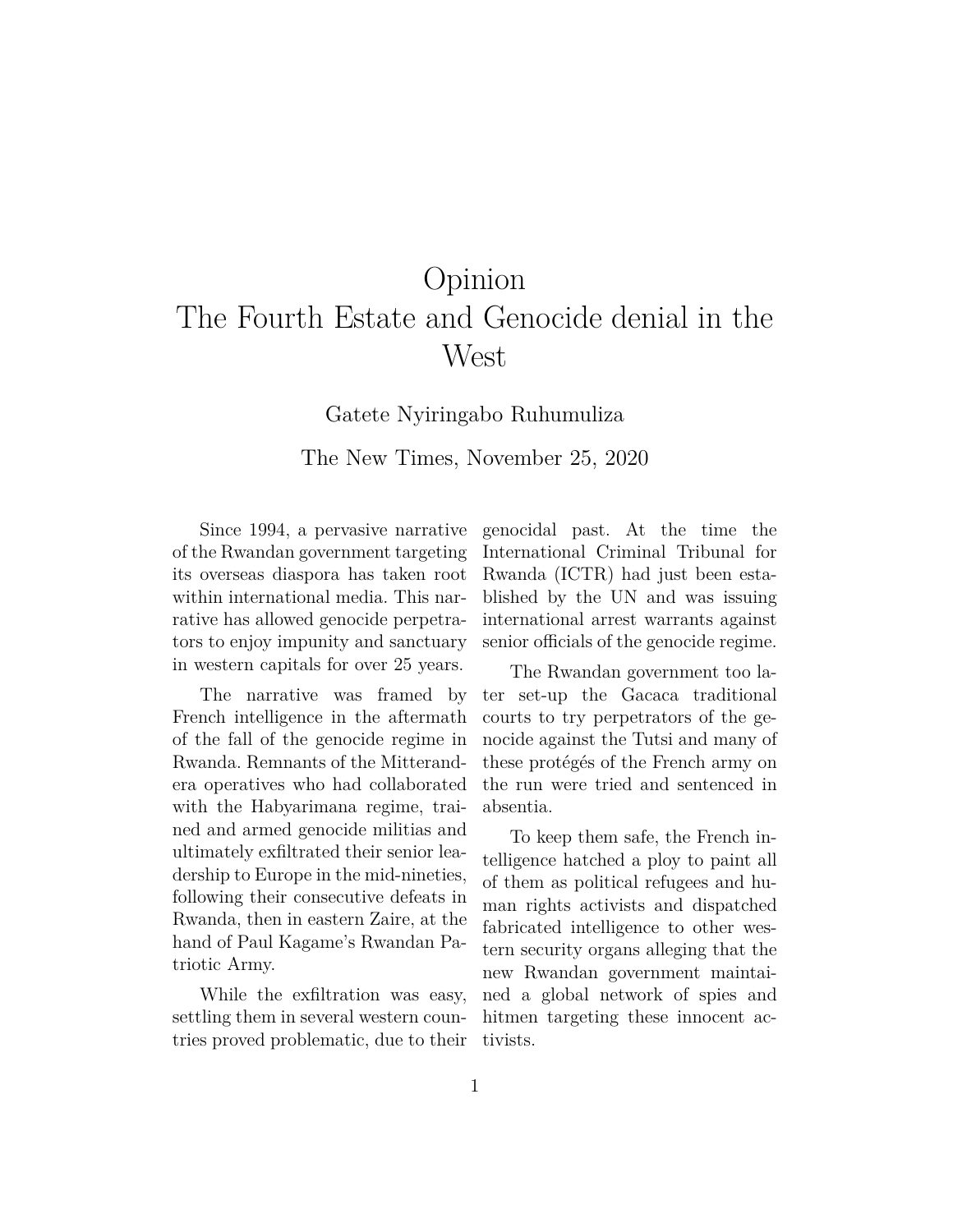# Opinion
# The Fourth Estate and Genocide denial in the West

Gatete Nyiringabo Ruhumuliza

The New Times, November 25, 2020

Since 1994, a pervasive narrative of the Rwandan government targeting its overseas diaspora has taken root within international media. This narrative has allowed genocide perpetrators to enjoy impunity and sanctuary in western capitals for over 25 years.

The narrative was framed by French intelligence in the aftermath of the fall of the genocide regime in Rwanda. Remnants of the Mitterand-era operatives who had collaborated with the Habyarimana regime, trained and armed genocide militias and ultimately exfiltrated their senior leadership to Europe in the mid-nineties, following their consecutive defeats in Rwanda, then in eastern Zaire, at the hand of Paul Kagame's Rwandan Patriotic Army.

While the exfiltration was easy, settling them in several western countries proved problematic, due to their genocidal past. At the time the International Criminal Tribunal for Rwanda (ICTR) had just been established by the UN and was issuing international arrest warrants against senior officials of the genocide regime.

The Rwandan government too later set-up the Gacaca traditional courts to try perpetrators of the genocide against the Tutsi and many of these protégés of the French army on the run were tried and sentenced in absentia.

To keep them safe, the French intelligence hatched a ploy to paint all of them as political refugees and human rights activists and dispatched fabricated intelligence to other western security organs alleging that the new Rwandan government maintained a global network of spies and hitmen targeting these innocent activists.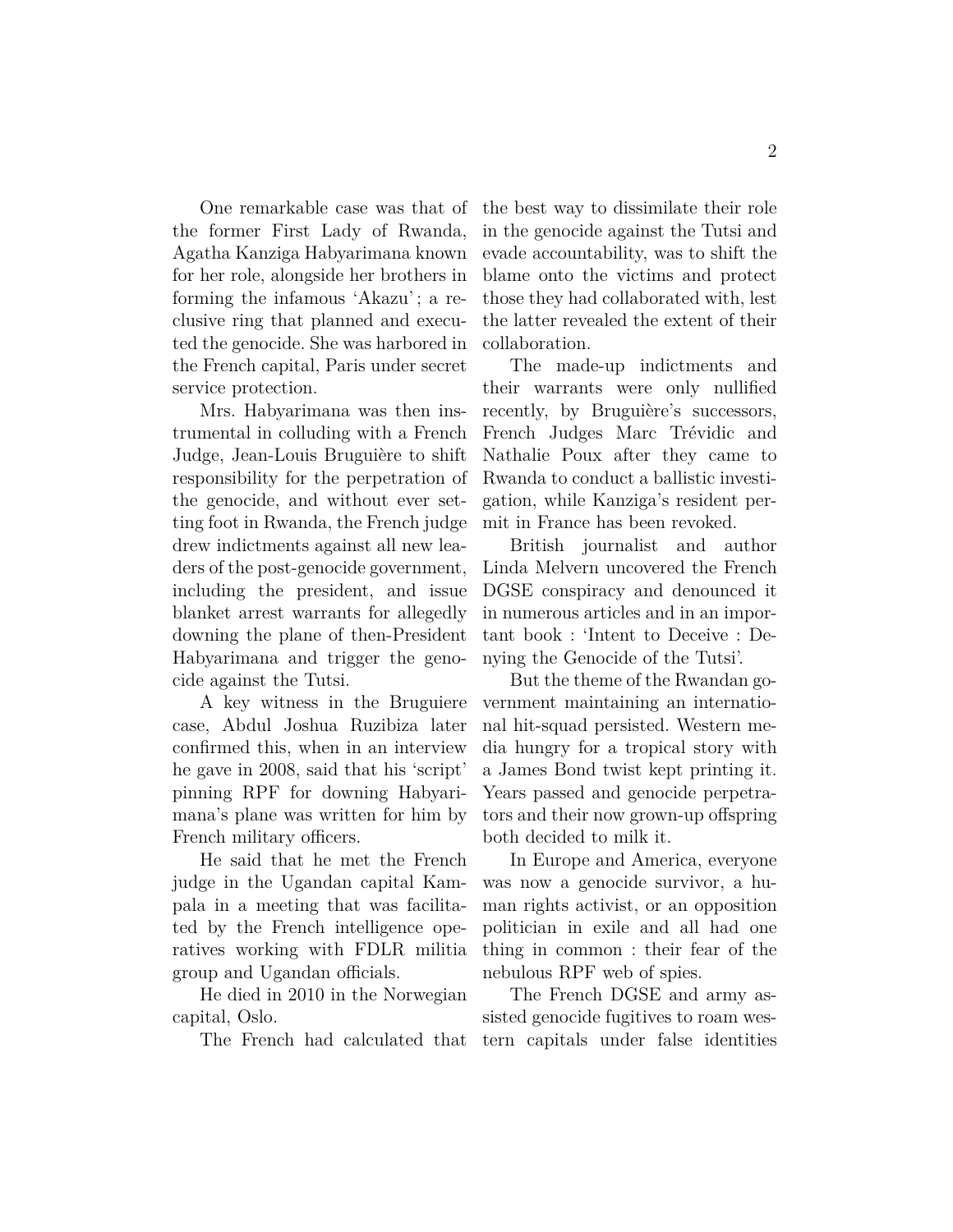One remarkable case was that of the former First Lady of Rwanda, Agatha Kanziga Habyarimana known for her role, alongside her brothers in forming the infamous 'Akazu' ; a reclusive ring that planned and executed the genocide. She was harbored in the French capital, Paris under secret service protection.

Mrs. Habyarimana was then instrumental in colluding with a French Judge, Jean-Louis Bruguière to shift responsibility for the perpetration of the genocide, and without ever setting foot in Rwanda, the French judge drew indictments against all new leaders of the post-genocide government, including the president, and issue blanket arrest warrants for allegedly downing the plane of then-President Habyarimana and trigger the genocide against the Tutsi.

A key witness in the Bruguiere case, Abdul Joshua Ruzibiza later confirmed this, when in an interview he gave in 2008, said that his 'script' pinning RPF for downing Habyarimana's plane was written for him by French military officers.

He said that he met the French judge in the Ugandan capital Kampala in a meeting that was facilitated by the French intelligence operatives working with FDLR militia group and Ugandan officials.

He died in 2010 in the Norwegian capital, Oslo.

The French had calculated that the best way to dissimilate their role in the genocide against the Tutsi and evade accountability, was to shift the blame onto the victims and protect those they had collaborated with, lest the latter revealed the extent of their collaboration.

The made-up indictments and their warrants were only nullified recently, by Bruguière's successors, French Judges Marc Trévidic and Nathalie Poux after they came to Rwanda to conduct a ballistic investigation, while Kanziga's resident permit in France has been revoked.

British journalist and author Linda Melvern uncovered the French DGSE conspiracy and denounced it in numerous articles and in an important book : 'Intent to Deceive : Denying the Genocide of the Tutsi'.

But the theme of the Rwandan government maintaining an international hit-squad persisted. Western media hungry for a tropical story with a James Bond twist kept printing it. Years passed and genocide perpetrators and their now grown-up offspring both decided to milk it.

In Europe and America, everyone was now a genocide survivor, a human rights activist, or an opposition politician in exile and all had one thing in common : their fear of the nebulous RPF web of spies.

The French DGSE and army assisted genocide fugitives to roam western capitals under false identities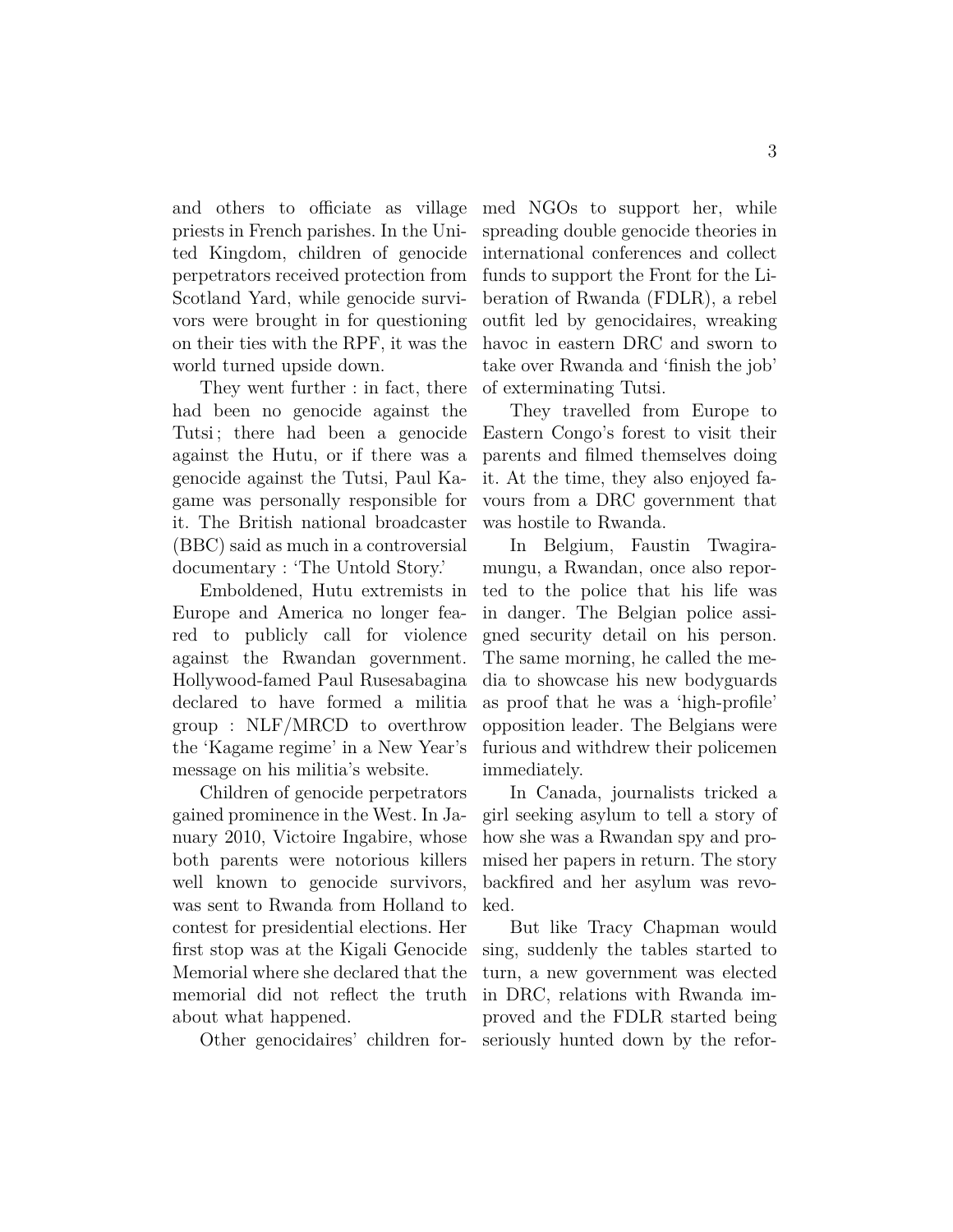and others to officiate as village priests in French parishes. In the United Kingdom, children of genocide perpetrators received protection from Scotland Yard, while genocide survivors were brought in for questioning on their ties with the RPF, it was the world turned upside down.

They went further : in fact, there had been no genocide against the Tutsi ; there had been a genocide against the Hutu, or if there was a genocide against the Tutsi, Paul Kagame was personally responsible for it. The British national broadcaster (BBC) said as much in a controversial documentary : 'The Untold Story.'

Emboldened, Hutu extremists in Europe and America no longer feared to publicly call for violence against the Rwandan government. Hollywood-famed Paul Rusesabagina declared to have formed a militia group : NLF/MRCD to overthrow the 'Kagame regime' in a New Year's message on his militia's website.

Children of genocide perpetrators gained prominence in the West. In January 2010, Victoire Ingabire, whose both parents were notorious killers well known to genocide survivors, was sent to Rwanda from Holland to contest for presidential elections. Her first stop was at the Kigali Genocide Memorial where she declared that the memorial did not reflect the truth about what happened.

Other genocidaires' children formed NGOs to support her, while spreading double genocide theories in international conferences and collect funds to support the Front for the Liberation of Rwanda (FDLR), a rebel outfit led by genocidaires, wreaking havoc in eastern DRC and sworn to take over Rwanda and 'finish the job' of exterminating Tutsi.

They travelled from Europe to Eastern Congo's forest to visit their parents and filmed themselves doing it. At the time, they also enjoyed favours from a DRC government that was hostile to Rwanda.

In Belgium, Faustin Twagiramungu, a Rwandan, once also reported to the police that his life was in danger. The Belgian police assigned security detail on his person. The same morning, he called the media to showcase his new bodyguards as proof that he was a 'high-profile' opposition leader. The Belgians were furious and withdrew their policemen immediately.

In Canada, journalists tricked a girl seeking asylum to tell a story of how she was a Rwandan spy and promised her papers in return. The story backfired and her asylum was revoked.

But like Tracy Chapman would sing, suddenly the tables started to turn, a new government was elected in DRC, relations with Rwanda improved and the FDLR started being seriously hunted down by the refor-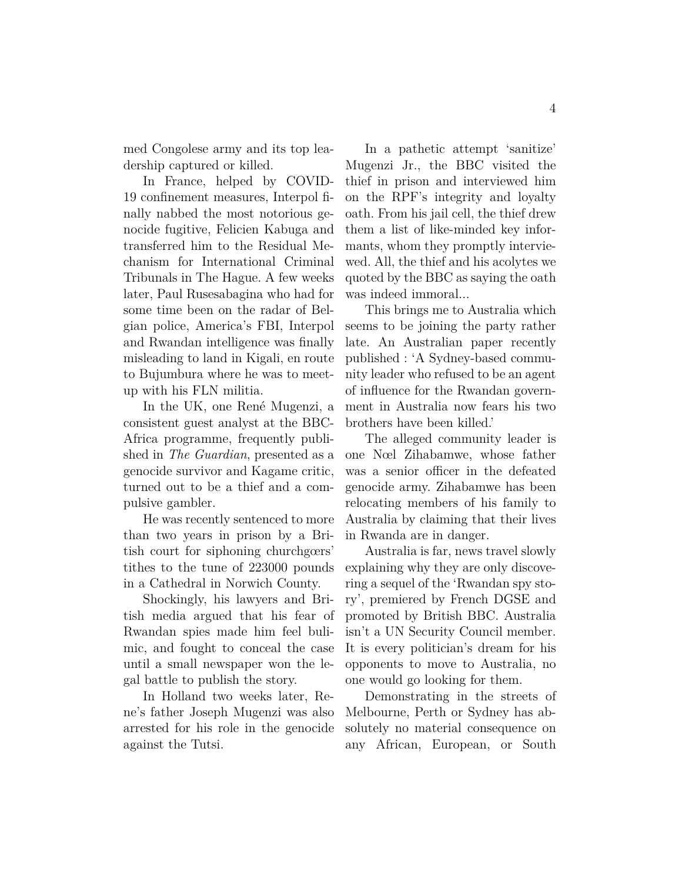med Congolese army and its top leadership captured or killed.

In France, helped by COVID-19 confinement measures, Interpol finally nabbed the most notorious genocide fugitive, Felicien Kabuga and transferred him to the Residual Mechanism for International Criminal Tribunals in The Hague. A few weeks later, Paul Rusesabagina who had for some time been on the radar of Belgian police, America's FBI, Interpol and Rwandan intelligence was finally misleading to land in Kigali, en route to Bujumbura where he was to meet-up with his FLN militia.

In the UK, one René Mugenzi, a consistent guest analyst at the BBC-Africa programme, frequently published in *The Guardian*, presented as a genocide survivor and Kagame critic, turned out to be a thief and a compulsive gambler.

He was recently sentenced to more than two years in prison by a British court for siphoning churchgœrs' tithes to the tune of 223000 pounds in a Cathedral in Norwich County.

Shockingly, his lawyers and British media argued that his fear of Rwandan spies made him feel bulimic, and fought to conceal the case until a small newspaper won the legal battle to publish the story.

In Holland two weeks later, Rene's father Joseph Mugenzi was also arrested for his role in the genocide against the Tutsi.

In a pathetic attempt 'sanitize' Mugenzi Jr., the BBC visited the thief in prison and interviewed him on the RPF's integrity and loyalty oath. From his jail cell, the thief drew them a list of like-minded key informants, whom they promptly interviewed. All, the thief and his acolytes we quoted by the BBC as saying the oath was indeed immoral...

This brings me to Australia which seems to be joining the party rather late. An Australian paper recently published : 'A Sydney-based community leader who refused to be an agent of influence for the Rwandan government in Australia now fears his two brothers have been killed.'

The alleged community leader is one Nœl Zihabamwe, whose father was a senior officer in the defeated genocide army. Zihabamwe has been relocating members of his family to Australia by claiming that their lives in Rwanda are in danger.

Australia is far, news travel slowly explaining why they are only discovering a sequel of the 'Rwandan spy story', premiered by French DGSE and promoted by British BBC. Australia isn't a UN Security Council member. It is every politician's dream for his opponents to move to Australia, no one would go looking for them.

Demonstrating in the streets of Melbourne, Perth or Sydney has absolutely no material consequence on any African, European, or South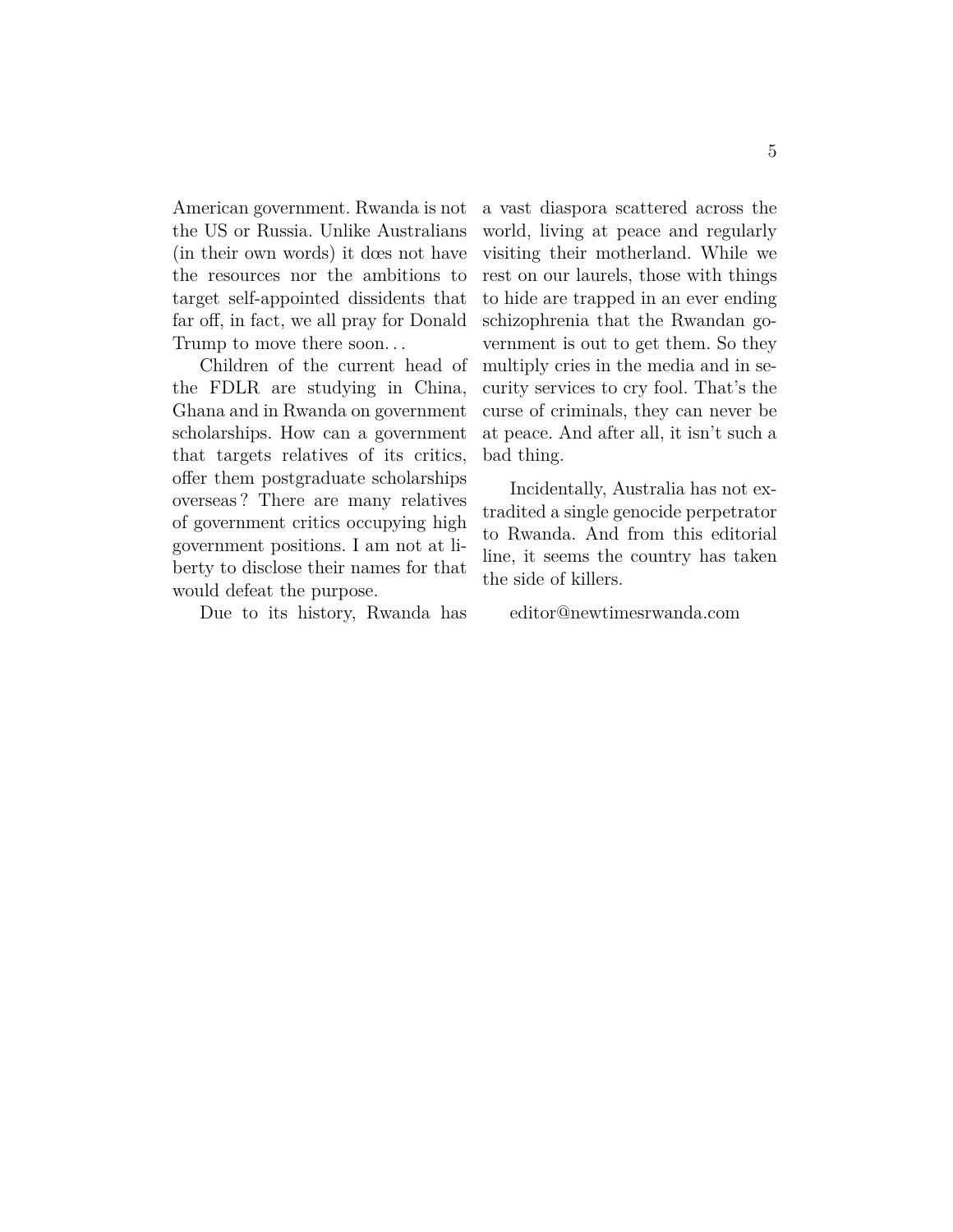American government. Rwanda is not the US or Russia. Unlike Australians (in their own words) it dœs not have the resources nor the ambitions to target self-appointed dissidents that far off, in fact, we all pray for Donald Trump to move there soon...

Children of the current head of the FDLR are studying in China, Ghana and in Rwanda on government scholarships. How can a government that targets relatives of its critics, offer them postgraduate scholarships overseas ? There are many relatives of government critics occupying high government positions. I am not at liberty to disclose their names for that would defeat the purpose.

Due to its history, Rwanda has a vast diaspora scattered across the world, living at peace and regularly visiting their motherland. While we rest on our laurels, those with things to hide are trapped in an ever ending schizophrenia that the Rwandan government is out to get them. So they multiply cries in the media and in security services to cry fool. That's the curse of criminals, they can never be at peace. And after all, it isn't such a bad thing.

Incidentally, Australia has not extradited a single genocide perpetrator to Rwanda. And from this editorial line, it seems the country has taken the side of killers.

editor@newtimesrwanda.com